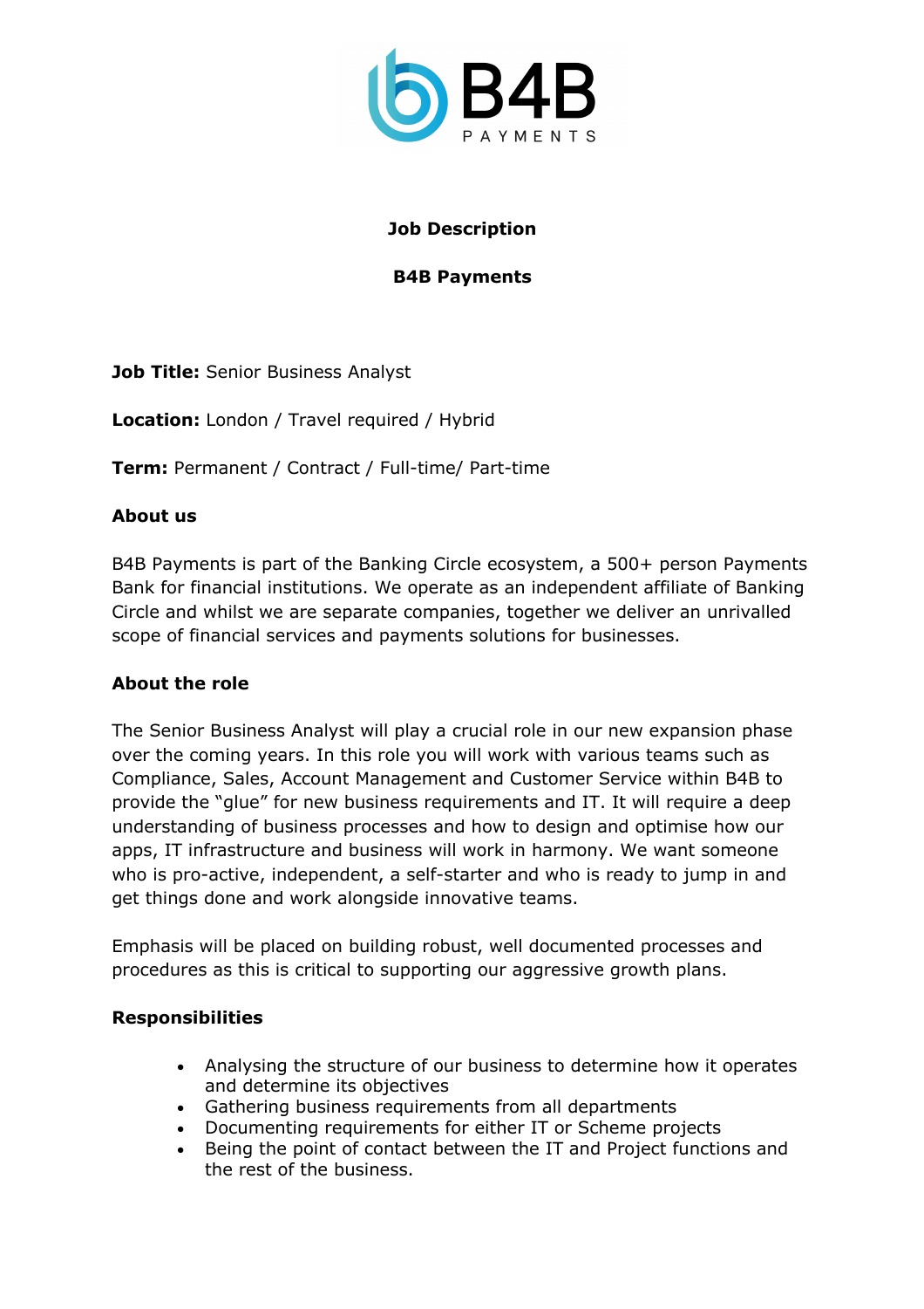# Job Description

## B4B Payments

**Job Title:** Senior Business Analyst

**Location:** London / Travel required / Hybrid

**Term:** Permanent / Contract / Full-time/ Part-time

### About us

B4B Payments is part of the Banking Circle ecosystem, a 500+ person Payments Bank for financial institutions. We operate as an independent affiliate of Banking Circle and whilst we are separate companies, together we deliver an unrivalled scope of financial services and payments solutions for businesses.

### About the role

The Senior Business Analyst will play a crucial role in our new expansion phase over the coming years. In this role you will work with various teams such as Compliance, Sales, Account Management and Customer Service within B4B to provide the "glue" for new business requirements and IT. It will require a deep understanding of business processes and how to design and optimise how our apps, IT infrastructure and business will work in harmony. We want someone who is pro-active, independent, a self-starter and who is ready to jump in and get things done and work alongside innovative teams.

Emphasis will be placed on building robust, well documented processes and procedures as this is critical to supporting our aggressive growth plans.

### Responsibilities

- Analysing the structure of our business to determine how it operates and determine its objectives
- Gathering business requirements from all departments
- Documenting requirements for either IT or Scheme projects
- Being the point of contact between the IT and Project functions and the rest of the business.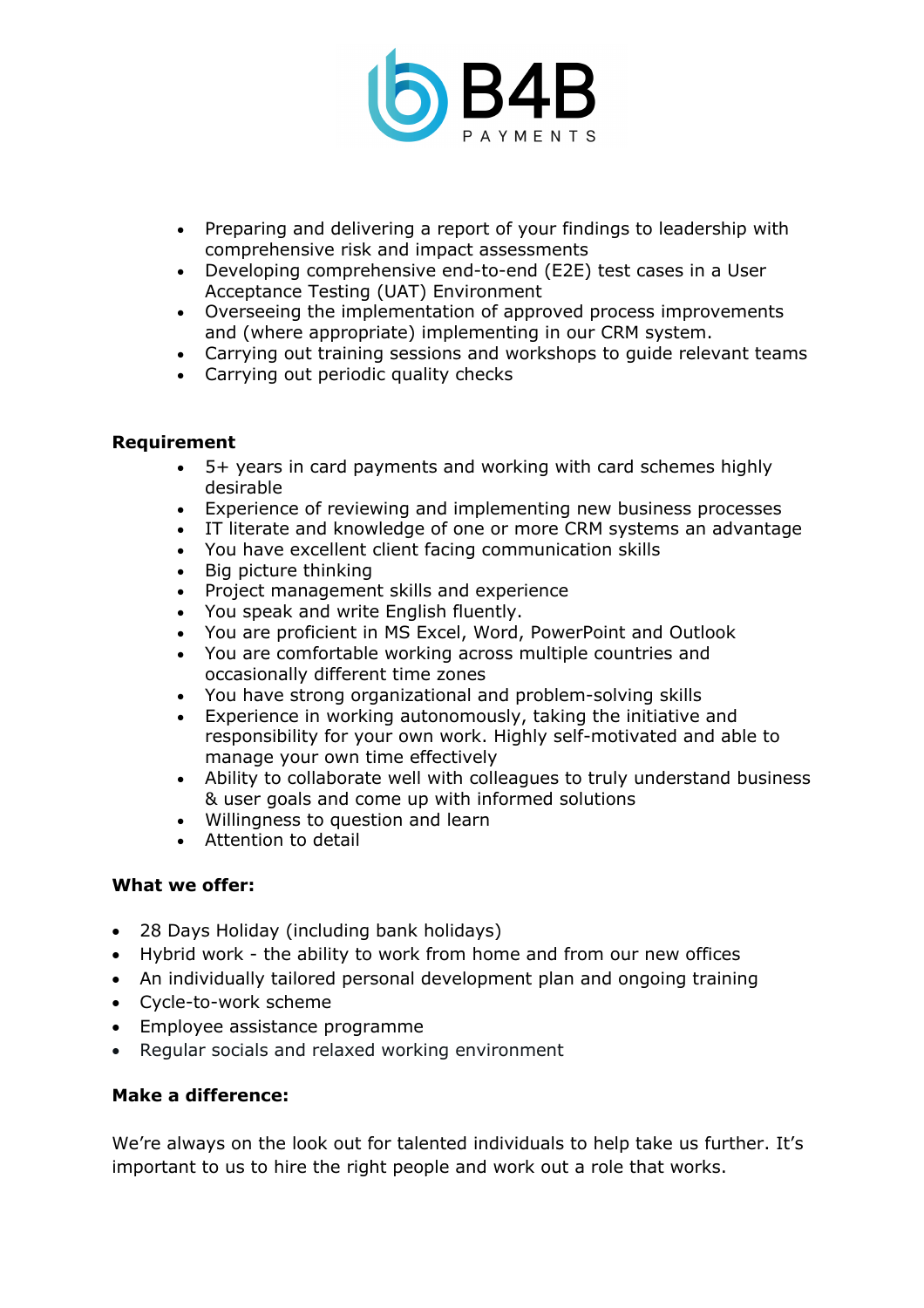- Preparing and delivering a report of your findings to leadership with comprehensive risk and impact assessments
- Developing comprehensive end-to-end (E2E) test cases in a User Acceptance Testing (UAT) Environment
- Overseeing the implementation of approved process improvements and (where appropriate) implementing in our CRM system.
- Carrying out training sessions and workshops to guide relevant teams
- Carrying out periodic quality checks

**Requirement**

- 5+ years in card payments and working with card schemes highly desirable
- Experience of reviewing and implementing new business processes
- IT literate and knowledge of one or more CRM systems an advantage
- You have excellent client facing communication skills
- Big picture thinking
- Project management skills and experience
- You speak and write English fluently.
- You are proficient in MS Excel, Word, PowerPoint and Outlook
- You are comfortable working across multiple countries and occasionally different time zones
- You have strong organizational and problem-solving skills
- Experience in working autonomously, taking the initiative and responsibility for your own work. Highly self-motivated and able to manage your own time effectively
- Ability to collaborate well with colleagues to truly understand business & user goals and come up with informed solutions
- Willingness to question and learn
- Attention to detail

**What we offer:**

- 28 Days Holiday (including bank holidays)
- Hybrid work - the ability to work from home and from our new offices
- An individually tailored personal development plan and ongoing training
- Cycle-to-work scheme
- Employee assistance programme
- Regular socials and relaxed working environment

**Make a difference:**

We're always on the look out for talented individuals to help take us further. It's important to us to hire the right people and work out a role that works.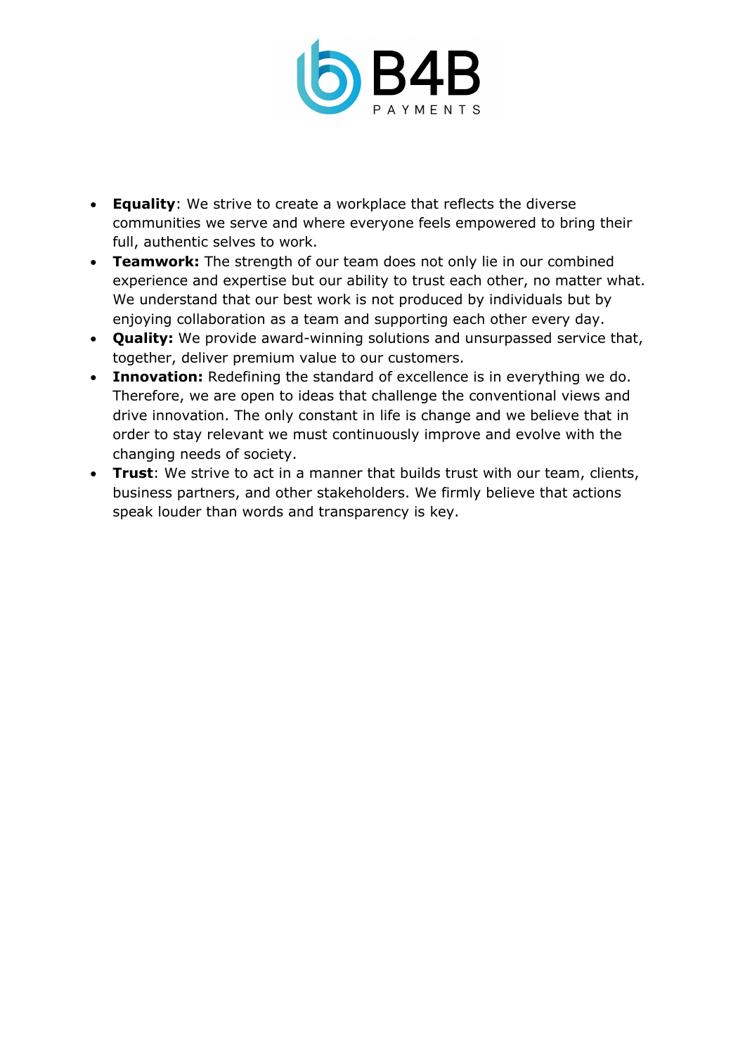- **Equality**: We strive to create a workplace that reflects the diverse communities we serve and where everyone feels empowered to bring their full, authentic selves to work.
- **Teamwork:** The strength of our team does not only lie in our combined experience and expertise but our ability to trust each other, no matter what. We understand that our best work is not produced by individuals but by enjoying collaboration as a team and supporting each other every day.
- **Quality:** We provide award-winning solutions and unsurpassed service that, together, deliver premium value to our customers.
- **Innovation:** Redefining the standard of excellence is in everything we do. Therefore, we are open to ideas that challenge the conventional views and drive innovation. The only constant in life is change and we believe that in order to stay relevant we must continuously improve and evolve with the changing needs of society.
- **Trust**: We strive to act in a manner that builds trust with our team, clients, business partners, and other stakeholders. We firmly believe that actions speak louder than words and transparency is key.